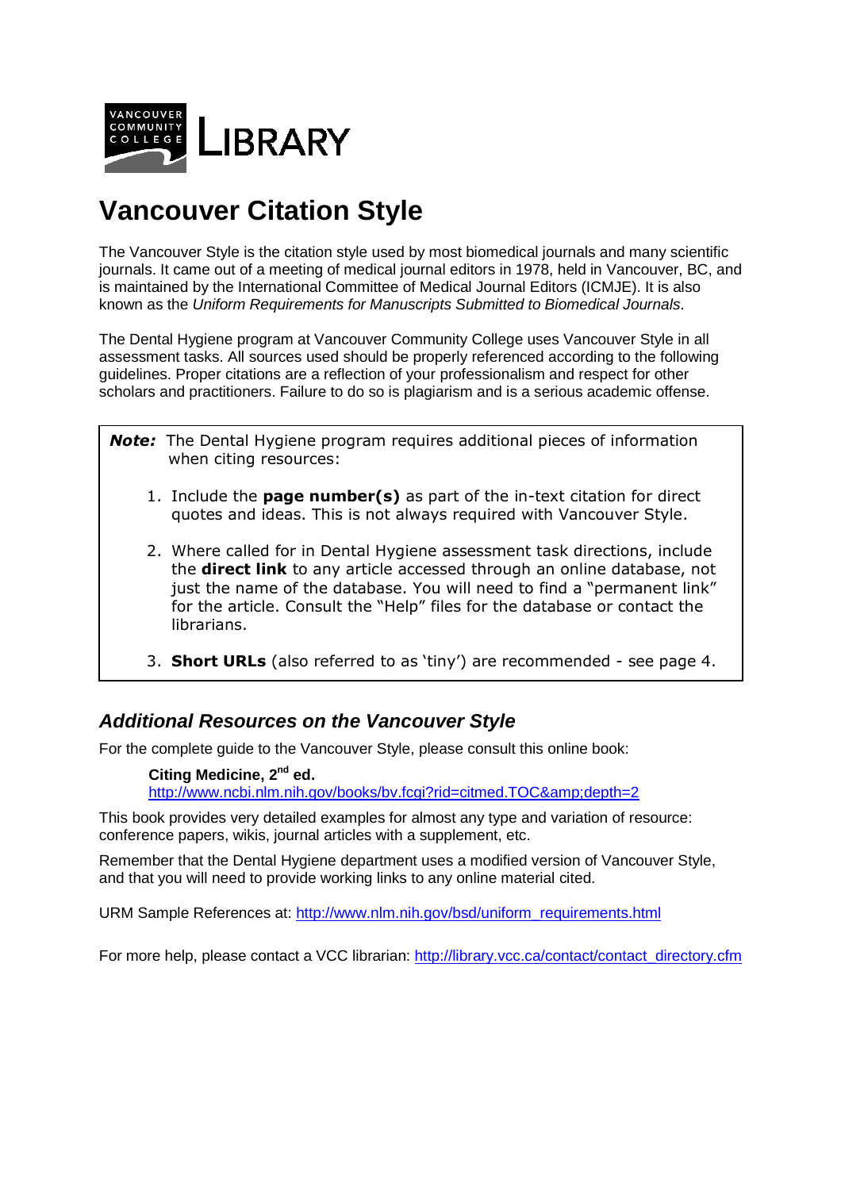VANCOUVER COMMUNITY COLLEGE LIBRARY

# Vancouver Citation Style

The Vancouver Style is the citation style used by most biomedical journals and many scientific journals. It came out of a meeting of medical journal editors in 1978, held in Vancouver, BC, and is maintained by the International Committee of Medical Journal Editors (ICMJE). It is also known as the *Uniform Requirements for Manuscripts Submitted to Biomedical Journals*.

The Dental Hygiene program at Vancouver Community College uses Vancouver Style in all assessment tasks. All sources used should be properly referenced according to the following guidelines. Proper citations are a reflection of your professionalism and respect for other scholars and practitioners. Failure to do so is plagiarism and is a serious academic offense.

> ***Note:*** The Dental Hygiene program requires additional pieces of information when citing resources:
>
> 1. Include the **page number(s)** as part of the in-text citation for direct quotes and ideas. This is not always required with Vancouver Style.
> 2. Where called for in Dental Hygiene assessment task directions, include the **direct link** to any article accessed through an online database, not just the name of the database. You will need to find a "permanent link" for the article. Consult the "Help" files for the database or contact the librarians.
> 3. **Short URLs** (also referred to as 'tiny') are recommended - see page 4.

## *Additional Resources on the Vancouver Style*

For the complete guide to the Vancouver Style, please consult this online book:

> **Citing Medicine, 2nd ed.**
> http://www.ncbi.nlm.nih.gov/books/bv.fcgi?rid=citmed.TOC&amp;depth=2

This book provides very detailed examples for almost any type and variation of resource: conference papers, wikis, journal articles with a supplement, etc.

Remember that the Dental Hygiene department uses a modified version of Vancouver Style, and that you will need to provide working links to any online material cited.

URM Sample References at: http://www.nlm.nih.gov/bsd/uniform_requirements.html

For more help, please contact a VCC librarian: http://library.vcc.ca/contact/contact_directory.cfm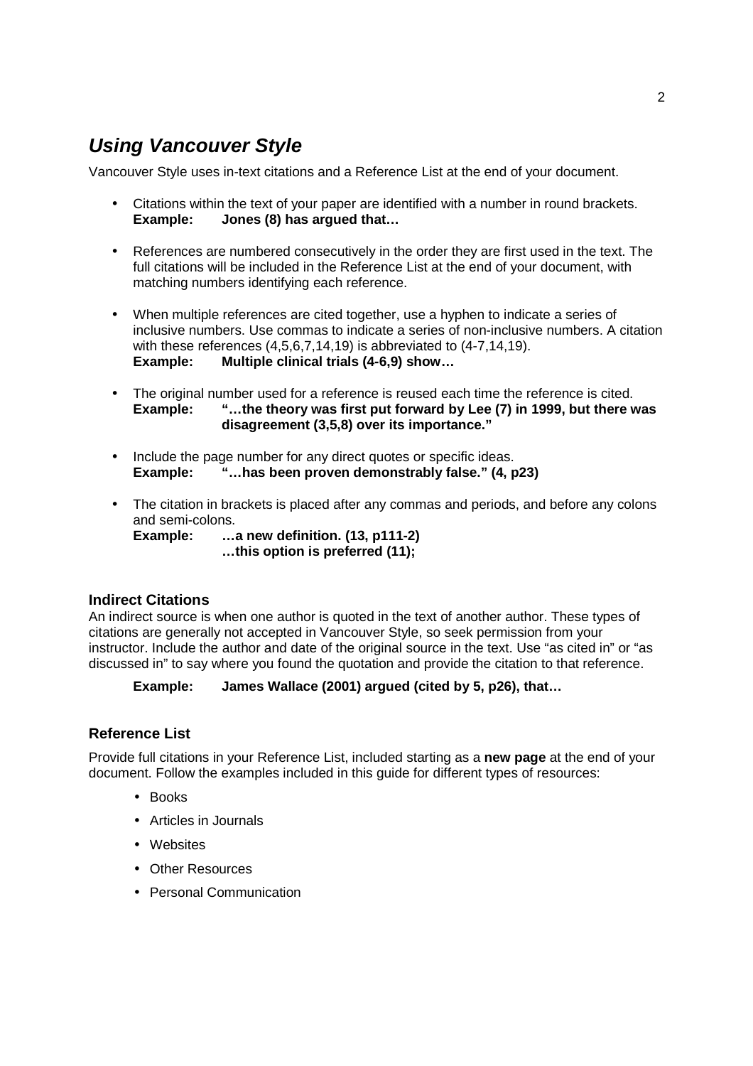## *Using Vancouver Style*

Vancouver Style uses in-text citations and a Reference List at the end of your document.

- Citations within the text of your paper are identified with a number in round brackets.
  **Example:** **Jones (8) has argued that…**

- References are numbered consecutively in the order they are first used in the text. The full citations will be included in the Reference List at the end of your document, with matching numbers identifying each reference.

- When multiple references are cited together, use a hyphen to indicate a series of inclusive numbers. Use commas to indicate a series of non-inclusive numbers. A citation with these references (4,5,6,7,14,19) is abbreviated to (4-7,14,19).
  **Example:** **Multiple clinical trials (4-6,9) show…**

- The original number used for a reference is reused each time the reference is cited.
  **Example:** **"…the theory was first put forward by Lee (7) in 1999, but there was disagreement (3,5,8) over its importance."**

- Include the page number for any direct quotes or specific ideas.
  **Example:** **"…has been proven demonstrably false." (4, p23)**

- The citation in brackets is placed after any commas and periods, and before any colons and semi-colons.
  **Example:** **…a new definition. (13, p111-2)**
  **…this option is preferred (11);**

### Indirect Citations

An indirect source is when one author is quoted in the text of another author. These types of citations are generally not accepted in Vancouver Style, so seek permission from your instructor. Include the author and date of the original source in the text. Use "as cited in" or "as discussed in" to say where you found the quotation and provide the citation to that reference.

**Example:** **James Wallace (2001) argued (cited by 5, p26), that…**

### Reference List

Provide full citations in your Reference List, included starting as a **new page** at the end of your document. Follow the examples included in this guide for different types of resources:

- Books
- Articles in Journals
- Websites
- Other Resources
- Personal Communication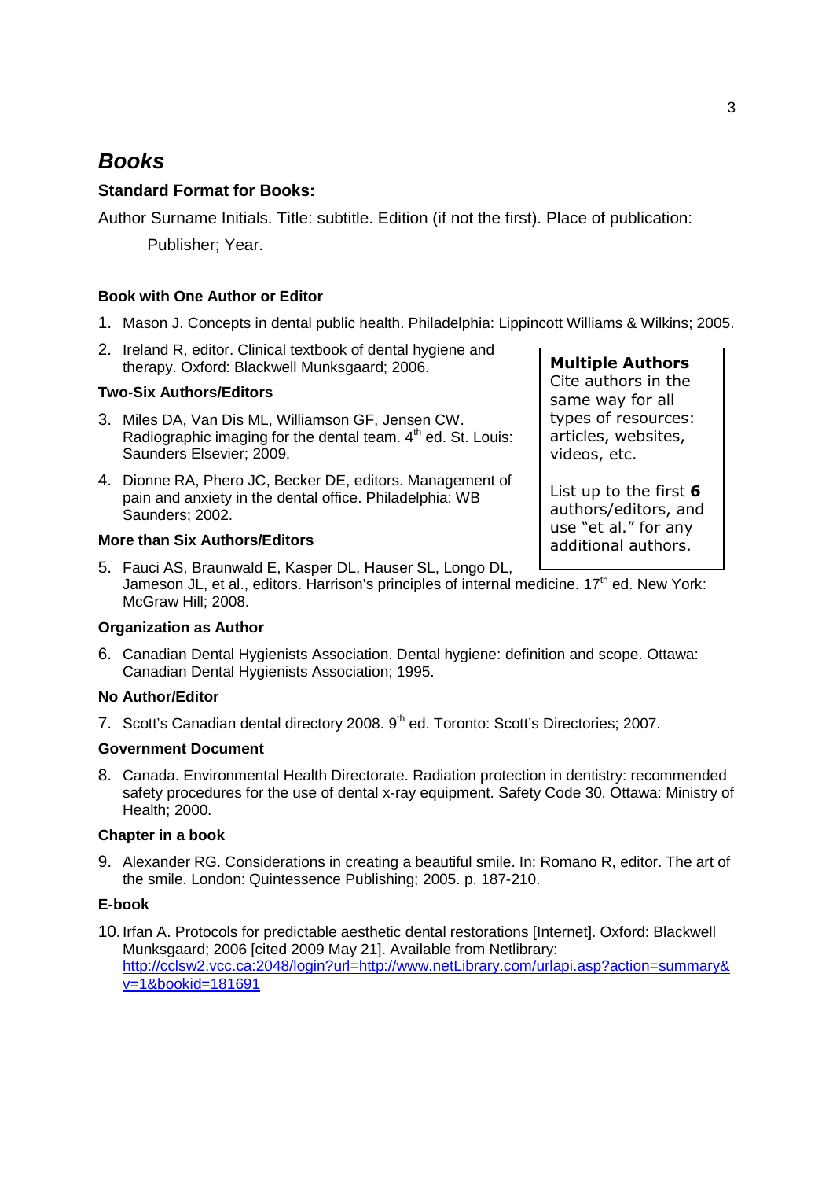## *Books*

### Standard Format for Books:

Author Surname Initials. Title: subtitle. Edition (if not the first). Place of publication: Publisher; Year.

#### Book with One Author or Editor

1. Mason J. Concepts in dental public health. Philadelphia: Lippincott Williams & Wilkins; 2005.
2. Ireland R, editor. Clinical textbook of dental hygiene and therapy. Oxford: Blackwell Munksgaard; 2006.

#### Two-Six Authors/Editors

3. Miles DA, Van Dis ML, Williamson GF, Jensen CW. Radiographic imaging for the dental team. 4th ed. St. Louis: Saunders Elsevier; 2009.
4. Dionne RA, Phero JC, Becker DE, editors. Management of pain and anxiety in the dental office. Philadelphia: WB Saunders; 2002.

#### More than Six Authors/Editors

5. Fauci AS, Braunwald E, Kasper DL, Hauser SL, Longo DL, Jameson JL, et al., editors. Harrison's principles of internal medicine. 17th ed. New York: McGraw Hill; 2008.

> **Multiple Authors**
> Cite authors in the same way for all types of resources: articles, websites, videos, etc.
>
> List up to the first **6** authors/editors, and use "et al." for any additional authors.

#### Organization as Author

6. Canadian Dental Hygienists Association. Dental hygiene: definition and scope. Ottawa: Canadian Dental Hygienists Association; 1995.

#### No Author/Editor

7. Scott's Canadian dental directory 2008. 9th ed. Toronto: Scott's Directories; 2007.

#### Government Document

8. Canada. Environmental Health Directorate. Radiation protection in dentistry: recommended safety procedures for the use of dental x-ray equipment. Safety Code 30. Ottawa: Ministry of Health; 2000.

#### Chapter in a book

9. Alexander RG. Considerations in creating a beautiful smile. In: Romano R, editor. The art of the smile. London: Quintessence Publishing; 2005. p. 187-210.

#### E-book

10. Irfan A. Protocols for predictable aesthetic dental restorations [Internet]. Oxford: Blackwell Munksgaard; 2006 [cited 2009 May 21]. Available from Netlibrary: http://cclsw2.vcc.ca:2048/login?url=http://www.netLibrary.com/urlapi.asp?action=summary&v=1&bookid=181691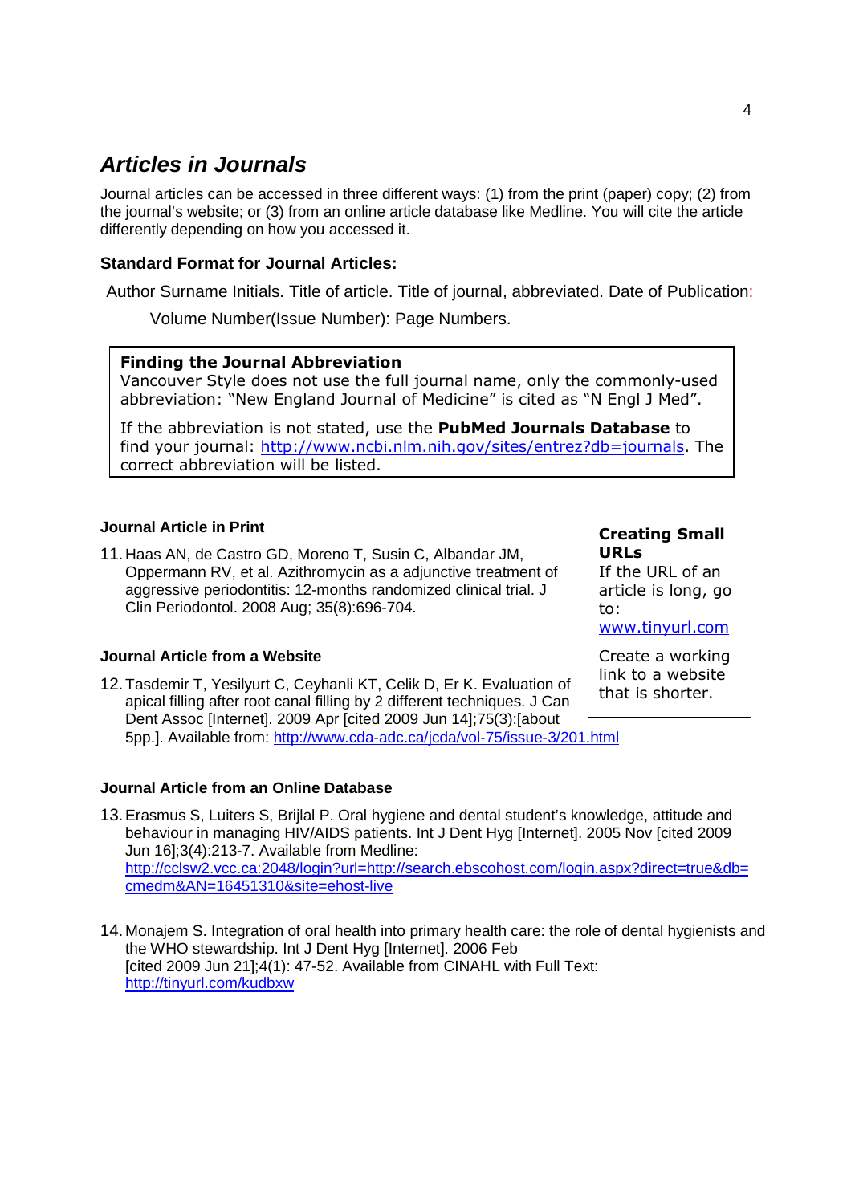## *Articles in Journals*

Journal articles can be accessed in three different ways: (1) from the print (paper) copy; (2) from the journal's website; or (3) from an online article database like Medline. You will cite the article differently depending on how you accessed it.

### Standard Format for Journal Articles:

Author Surname Initials. Title of article. Title of journal, abbreviated. Date of Publication:
Volume Number(Issue Number): Page Numbers.

> **Finding the Journal Abbreviation**
> Vancouver Style does not use the full journal name, only the commonly-used abbreviation: "New England Journal of Medicine" is cited as "N Engl J Med".
>
> If the abbreviation is not stated, use the **PubMed Journals Database** to find your journal: http://www.ncbi.nlm.nih.gov/sites/entrez?db=journals. The correct abbreviation will be listed.

#### Journal Article in Print

11. Haas AN, de Castro GD, Moreno T, Susin C, Albandar JM, Oppermann RV, et al. Azithromycin as a adjunctive treatment of aggressive periodontitis: 12-months randomized clinical trial. J Clin Periodontol. 2008 Aug; 35(8):696-704.

#### Journal Article from a Website

12. Tasdemir T, Yesilyurt C, Ceyhanli KT, Celik D, Er K. Evaluation of apical filling after root canal filling by 2 different techniques. J Can Dent Assoc [Internet]. 2009 Apr [cited 2009 Jun 14];75(3):[about 5pp.]. Available from: http://www.cda-adc.ca/jcda/vol-75/issue-3/201.html

> **Creating Small URLs**
> If the URL of an article is long, go to: www.tinyurl.com
>
> Create a working link to a website that is shorter.

#### Journal Article from an Online Database

13. Erasmus S, Luiters S, Brijlal P. Oral hygiene and dental student's knowledge, attitude and behaviour in managing HIV/AIDS patients. Int J Dent Hyg [Internet]. 2005 Nov [cited 2009 Jun 16];3(4):213-7. Available from Medline: http://cclsw2.vcc.ca:2048/login?url=http://search.ebscohost.com/login.aspx?direct=true&db=cmedm&AN=16451310&site=ehost-live

14. Monajem S. Integration of oral health into primary health care: the role of dental hygienists and the WHO stewardship. Int J Dent Hyg [Internet]. 2006 Feb [cited 2009 Jun 21];4(1): 47-52. Available from CINAHL with Full Text: http://tinyurl.com/kudbxw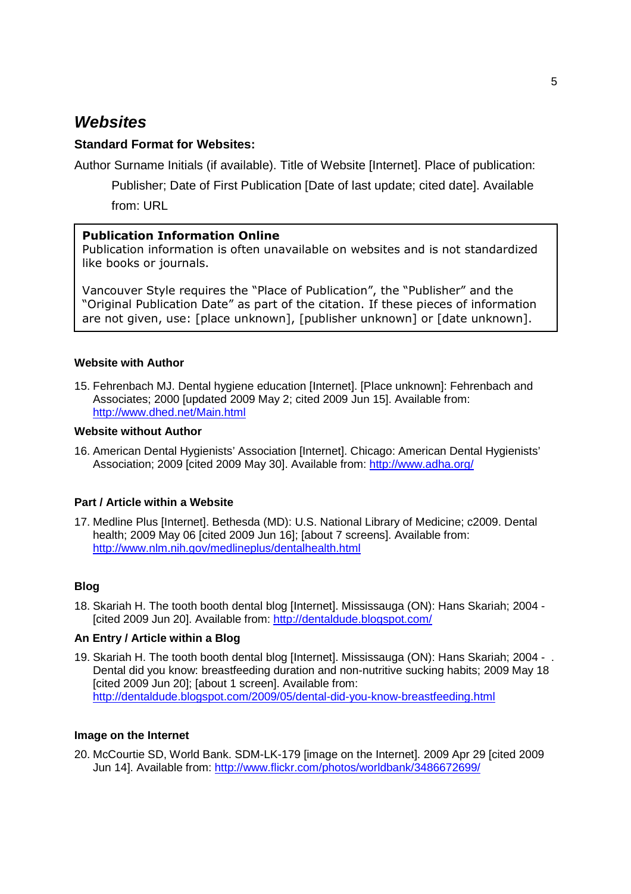## *Websites*

### Standard Format for Websites:

Author Surname Initials (if available). Title of Website [Internet]. Place of publication: Publisher; Date of First Publication [Date of last update; cited date]. Available from: URL

> **Publication Information Online**
> Publication information is often unavailable on websites and is not standardized like books or journals.
>
> Vancouver Style requires the "Place of Publication", the "Publisher" and the "Original Publication Date" as part of the citation. If these pieces of information are not given, use: [place unknown], [publisher unknown] or [date unknown].

#### Website with Author

15. Fehrenbach MJ. Dental hygiene education [Internet]. [Place unknown]: Fehrenbach and Associates; 2000 [updated 2009 May 2; cited 2009 Jun 15]. Available from: http://www.dhed.net/Main.html

#### Website without Author

16. American Dental Hygienists' Association [Internet]. Chicago: American Dental Hygienists' Association; 2009 [cited 2009 May 30]. Available from: http://www.adha.org/

#### Part / Article within a Website

17. Medline Plus [Internet]. Bethesda (MD): U.S. National Library of Medicine; c2009. Dental health; 2009 May 06 [cited 2009 Jun 16]; [about 7 screens]. Available from: http://www.nlm.nih.gov/medlineplus/dentalhealth.html

#### Blog

18. Skariah H. The tooth booth dental blog [Internet]. Mississauga (ON): Hans Skariah; 2004 - [cited 2009 Jun 20]. Available from: http://dentaldude.blogspot.com/

#### An Entry / Article within a Blog

19. Skariah H. The tooth booth dental blog [Internet]. Mississauga (ON): Hans Skariah; 2004 - . Dental did you know: breastfeeding duration and non-nutritive sucking habits; 2009 May 18 [cited 2009 Jun 20]; [about 1 screen]. Available from: http://dentaldude.blogspot.com/2009/05/dental-did-you-know-breastfeeding.html

#### Image on the Internet

20. McCourtie SD, World Bank. SDM-LK-179 [image on the Internet]. 2009 Apr 29 [cited 2009 Jun 14]. Available from: http://www.flickr.com/photos/worldbank/3486672699/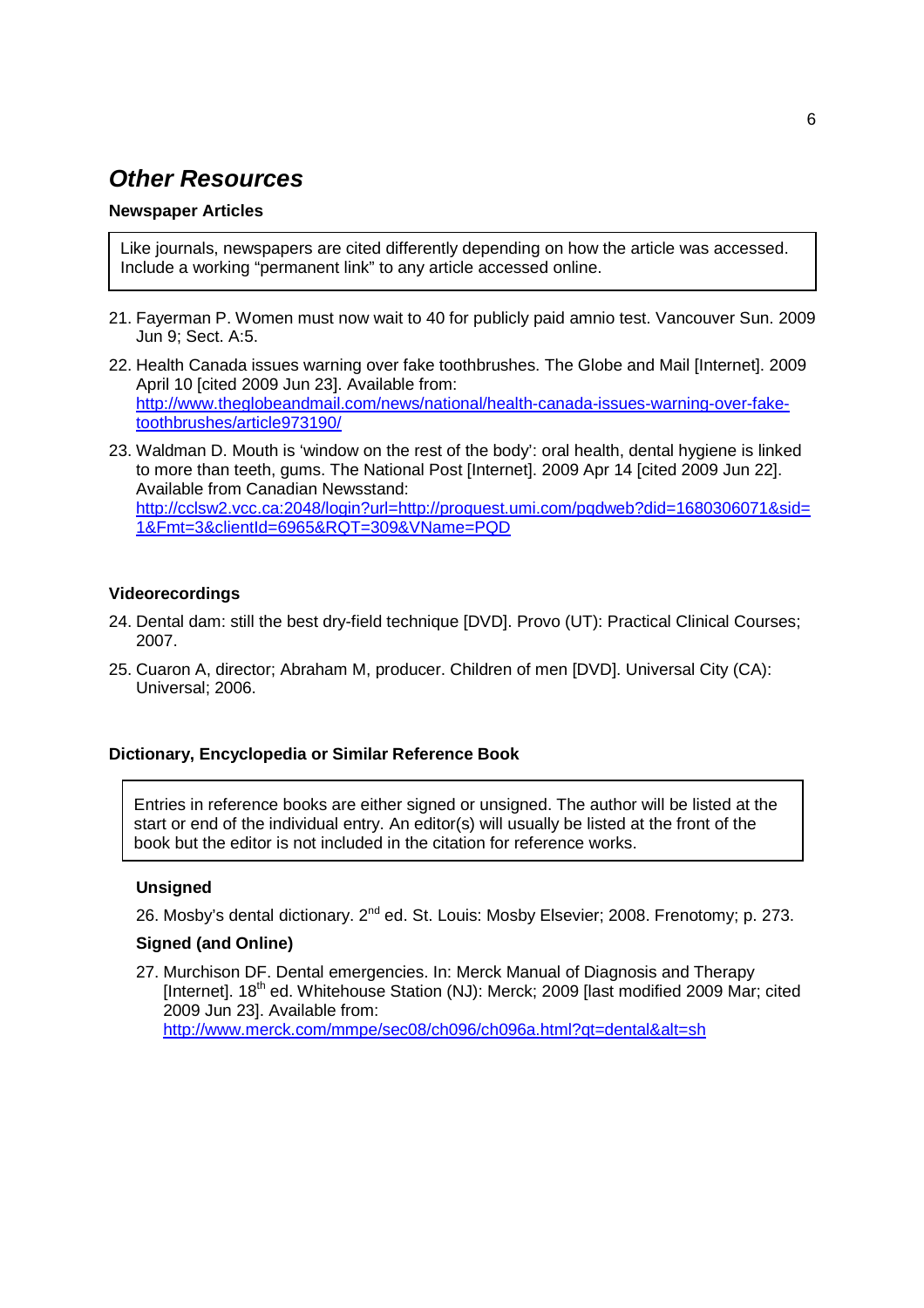## *Other Resources*

### Newspaper Articles

> Like journals, newspapers are cited differently depending on how the article was accessed. Include a working "permanent link" to any article accessed online.

21. Fayerman P. Women must now wait to 40 for publicly paid amnio test. Vancouver Sun. 2009 Jun 9; Sect. A:5.
22. Health Canada issues warning over fake toothbrushes. The Globe and Mail [Internet]. 2009 April 10 [cited 2009 Jun 23]. Available from: http://www.theglobeandmail.com/news/national/health-canada-issues-warning-over-fake-toothbrushes/article973190/
23. Waldman D. Mouth is 'window on the rest of the body': oral health, dental hygiene is linked to more than teeth, gums. The National Post [Internet]. 2009 Apr 14 [cited 2009 Jun 22]. Available from Canadian Newsstand: http://cclsw2.vcc.ca:2048/login?url=http://proquest.umi.com/pqdweb?did=1680306071&sid=1&Fmt=3&clientId=6965&RQT=309&VName=PQD

### Videorecordings

24. Dental dam: still the best dry-field technique [DVD]. Provo (UT): Practical Clinical Courses; 2007.
25. Cuaron A, director; Abraham M, producer. Children of men [DVD]. Universal City (CA): Universal; 2006.

### Dictionary, Encyclopedia or Similar Reference Book

> Entries in reference books are either signed or unsigned. The author will be listed at the start or end of the individual entry. An editor(s) will usually be listed at the front of the book but the editor is not included in the citation for reference works.

**Unsigned**

26. Mosby's dental dictionary. 2nd ed. St. Louis: Mosby Elsevier; 2008. Frenotomy; p. 273.

**Signed (and Online)**

27. Murchison DF. Dental emergencies. In: Merck Manual of Diagnosis and Therapy [Internet]. 18th ed. Whitehouse Station (NJ): Merck; 2009 [last modified 2009 Mar; cited 2009 Jun 23]. Available from: http://www.merck.com/mmpe/sec08/ch096/ch096a.html?qt=dental&alt=sh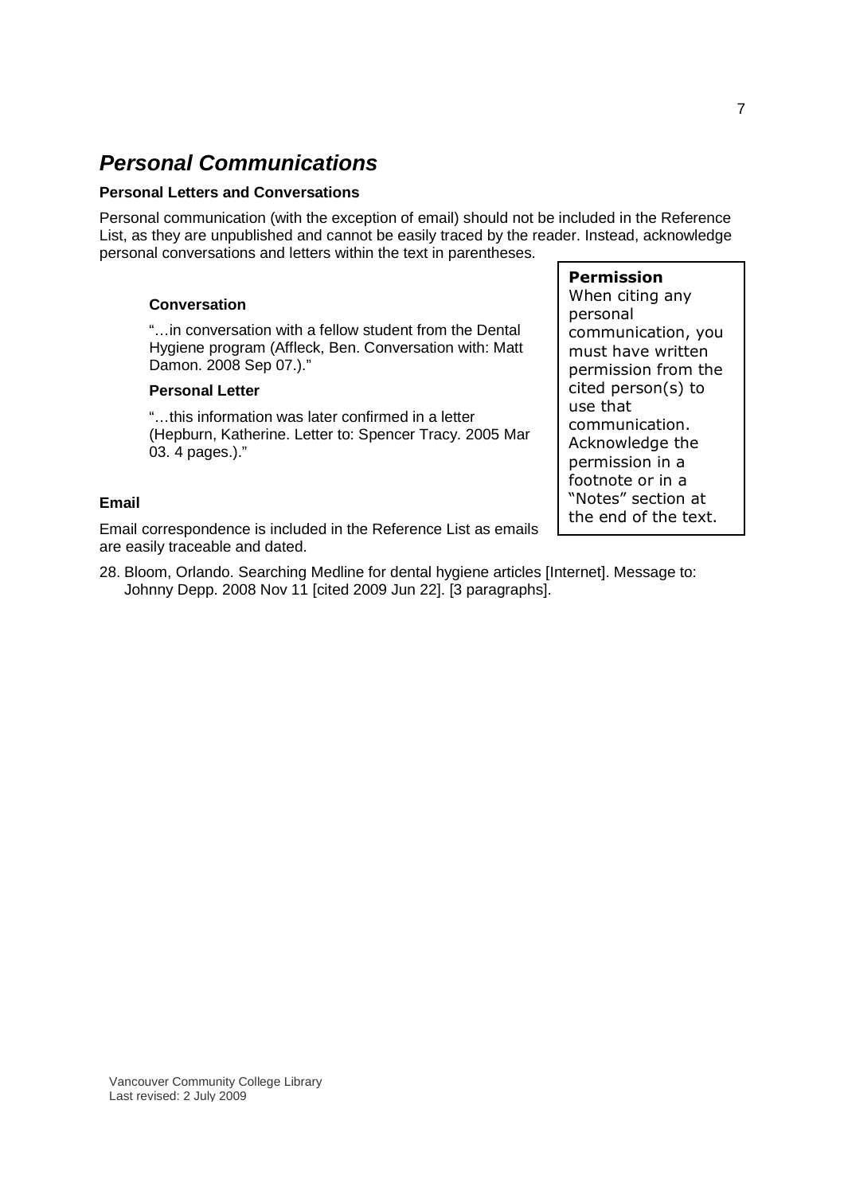## *Personal Communications*

### Personal Letters and Conversations

Personal communication (with the exception of email) should not be included in the Reference List, as they are unpublished and cannot be easily traced by the reader. Instead, acknowledge personal conversations and letters within the text in parentheses.

#### Conversation

"…in conversation with a fellow student from the Dental Hygiene program (Affleck, Ben. Conversation with: Matt Damon. 2008 Sep 07.)."

#### Personal Letter

"…this information was later confirmed in a letter (Hepburn, Katherine. Letter to: Spencer Tracy. 2005 Mar 03. 4 pages.)."

**Permission**
When citing any personal communication, you must have written permission from the cited person(s) to use that communication. Acknowledge the permission in a footnote or in a "Notes" section at the end of the text.

### Email

Email correspondence is included in the Reference List as emails are easily traceable and dated.

28. Bloom, Orlando. Searching Medline for dental hygiene articles [Internet]. Message to: Johnny Depp. 2008 Nov 11 [cited 2009 Jun 22]. [3 paragraphs].

Vancouver Community College Library
Last revised: 2 July 2009